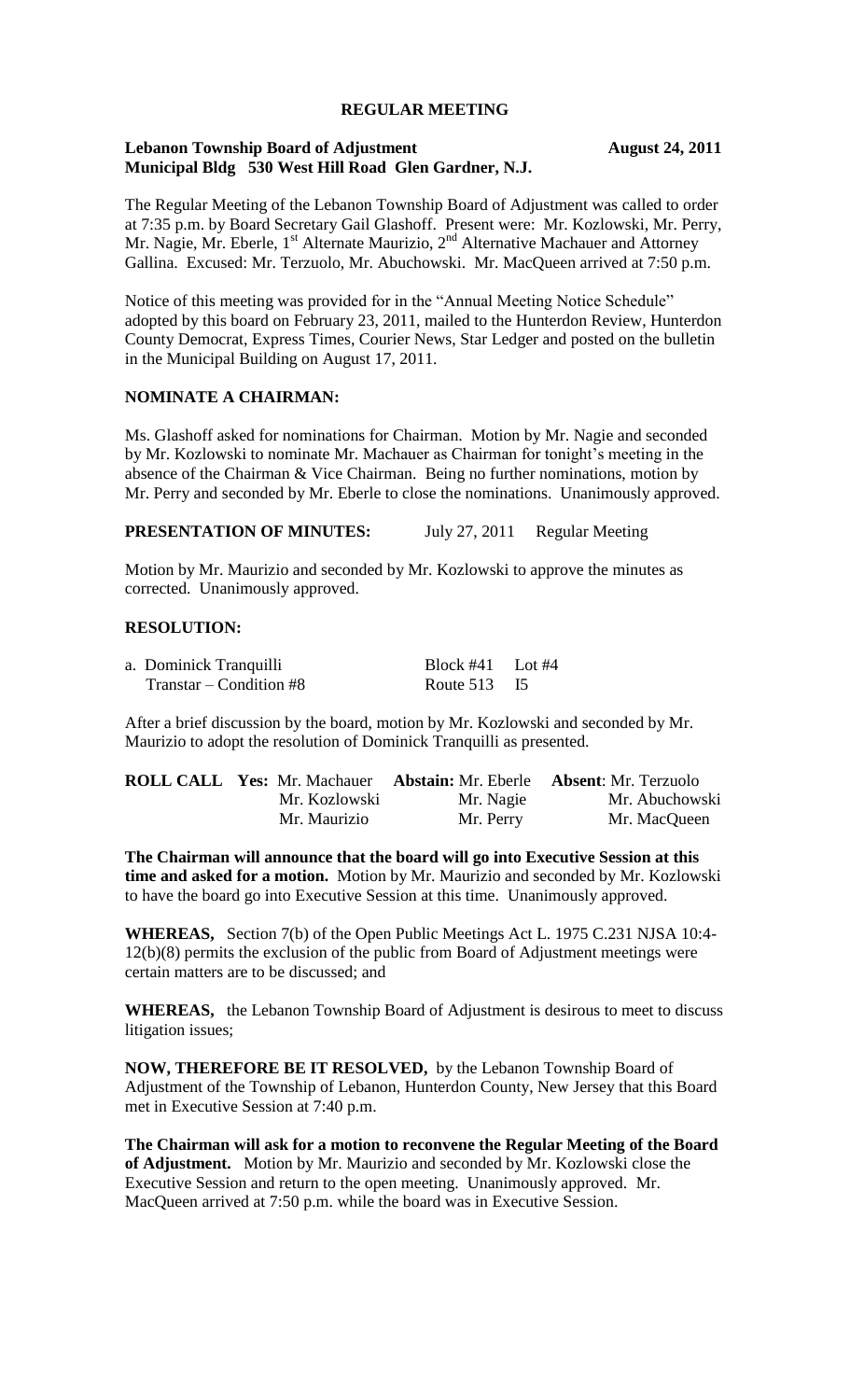**REGULAR MEETING**

**Lebanon Township Board of Adjustment** **August 24, 2011**
**Municipal Bldg 530 West Hill Road Glen Gardner, N.J.**

The Regular Meeting of the Lebanon Township Board of Adjustment was called to order at 7:35 p.m. by Board Secretary Gail Glashoff. Present were: Mr. Kozlowski, Mr. Perry, Mr. Nagie, Mr. Eberle, 1st Alternate Maurizio, 2nd Alternative Machauer and Attorney Gallina. Excused: Mr. Terzuolo, Mr. Abuchowski. Mr. MacQueen arrived at 7:50 p.m.

Notice of this meeting was provided for in the "Annual Meeting Notice Schedule" adopted by this board on February 23, 2011, mailed to the Hunterdon Review, Hunterdon County Democrat, Express Times, Courier News, Star Ledger and posted on the bulletin in the Municipal Building on August 17, 2011.

**NOMINATE A CHAIRMAN:**

Ms. Glashoff asked for nominations for Chairman. Motion by Mr. Nagie and seconded by Mr. Kozlowski to nominate Mr. Machauer as Chairman for tonight's meeting in the absence of the Chairman & Vice Chairman. Being no further nominations, motion by Mr. Perry and seconded by Mr. Eberle to close the nominations. Unanimously approved.

**PRESENTATION OF MINUTES:** July 27, 2011 Regular Meeting

Motion by Mr. Maurizio and seconded by Mr. Kozlowski to approve the minutes as corrected. Unanimously approved.

**RESOLUTION:**

| | | |
|---|---|---|
| a. Dominick Tranquilli | Block #41 | Lot #4 |
| Transtar – Condition #8 | Route 513 | I5 |

After a brief discussion by the board, motion by Mr. Kozlowski and seconded by Mr. Maurizio to adopt the resolution of Dominick Tranquilli as presented.

| | | | |
|---|---|---|---|
| **ROLL CALL** **Yes:** | Mr. Machauer | **Abstain:** Mr. Eberle | **Absent**: Mr. Terzuolo |
| | Mr. Kozlowski | Mr. Nagie | Mr. Abuchowski |
| | Mr. Maurizio | Mr. Perry | Mr. MacQueen |

**The Chairman will announce that the board will go into Executive Session at this time and asked for a motion.** Motion by Mr. Maurizio and seconded by Mr. Kozlowski to have the board go into Executive Session at this time. Unanimously approved.

**WHEREAS,** Section 7(b) of the Open Public Meetings Act L. 1975 C.231 NJSA 10:4-12(b)(8) permits the exclusion of the public from Board of Adjustment meetings were certain matters are to be discussed; and

**WHEREAS,** the Lebanon Township Board of Adjustment is desirous to meet to discuss litigation issues;

**NOW, THEREFORE BE IT RESOLVED,** by the Lebanon Township Board of Adjustment of the Township of Lebanon, Hunterdon County, New Jersey that this Board met in Executive Session at 7:40 p.m.

**The Chairman will ask for a motion to reconvene the Regular Meeting of the Board of Adjustment.** Motion by Mr. Maurizio and seconded by Mr. Kozlowski close the Executive Session and return to the open meeting. Unanimously approved. Mr. MacQueen arrived at 7:50 p.m. while the board was in Executive Session.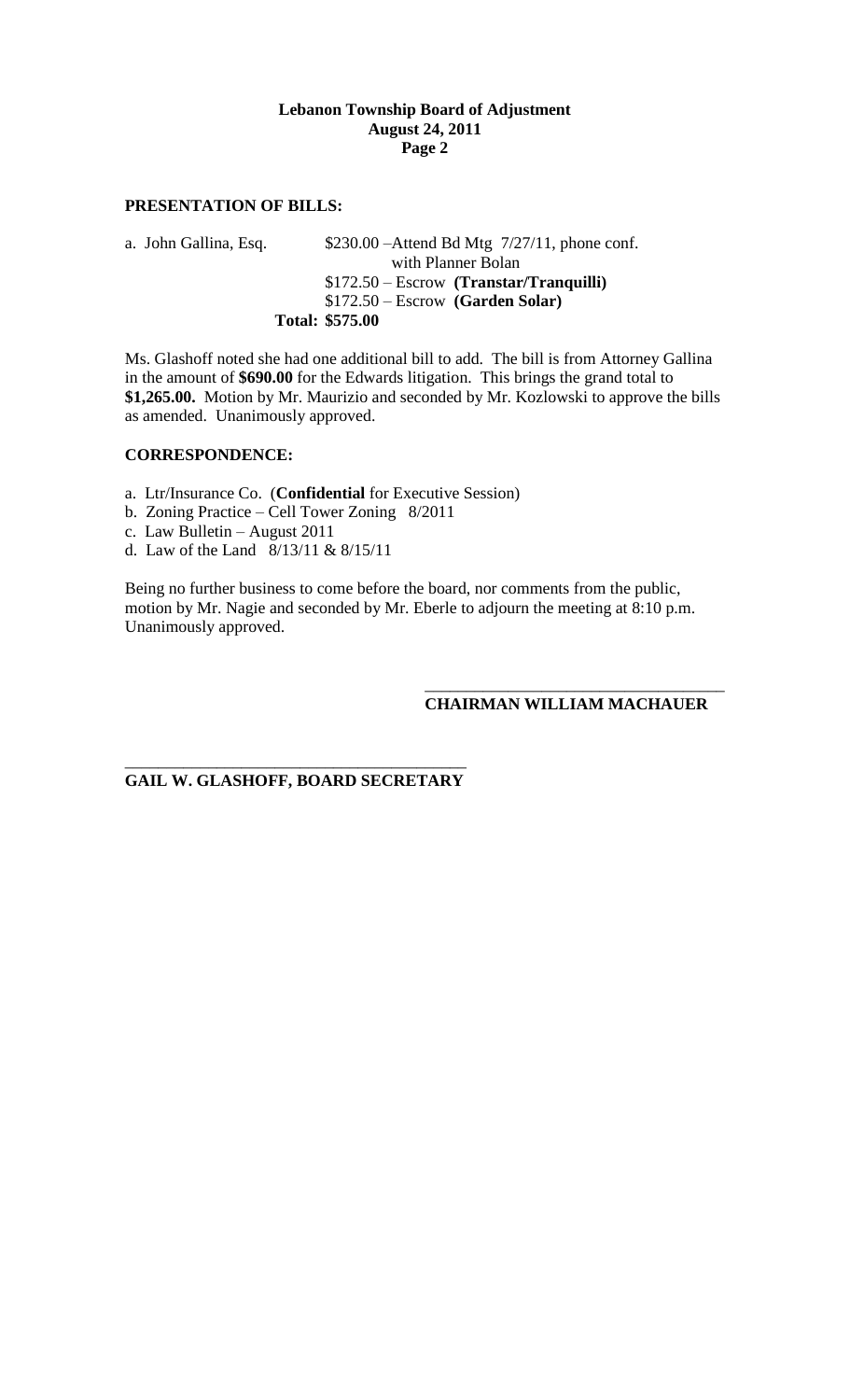**PRESENTATION OF BILLS:**

a. John Gallina, Esq. $230.00 –Attend Bd Mtg 7/27/11, phone conf. with Planner Bolan
$172.50 – Escrow **(Transtar/Tranquilli)**
$172.50 – Escrow **(Garden Solar)**
**Total: $575.00**

Ms. Glashoff noted she had one additional bill to add. The bill is from Attorney Gallina in the amount of **$690.00** for the Edwards litigation. This brings the grand total to **$1,265.00.** Motion by Mr. Maurizio and seconded by Mr. Kozlowski to approve the bills as amended. Unanimously approved.

**CORRESPONDENCE:**

a. Ltr/Insurance Co. (**Confidential** for Executive Session)
b. Zoning Practice – Cell Tower Zoning 8/2011
c. Law Bulletin – August 2011
d. Law of the Land 8/13/11 & 8/15/11

Being no further business to come before the board, nor comments from the public, motion by Mr. Nagie and seconded by Mr. Eberle to adjourn the meeting at 8:10 p.m. Unanimously approved.

\_\_\_\_\_\_\_\_\_\_\_\_\_\_\_\_\_\_\_\_\_\_\_\_\_\_\_\_\_\_\_\_\_\_\_\_
**CHAIRMAN WILLIAM MACHAUER**

\_\_\_\_\_\_\_\_\_\_\_\_\_\_\_\_\_\_\_\_\_\_\_\_\_\_\_\_\_\_\_\_\_\_\_\_
**GAIL W. GLASHOFF, BOARD SECRETARY**